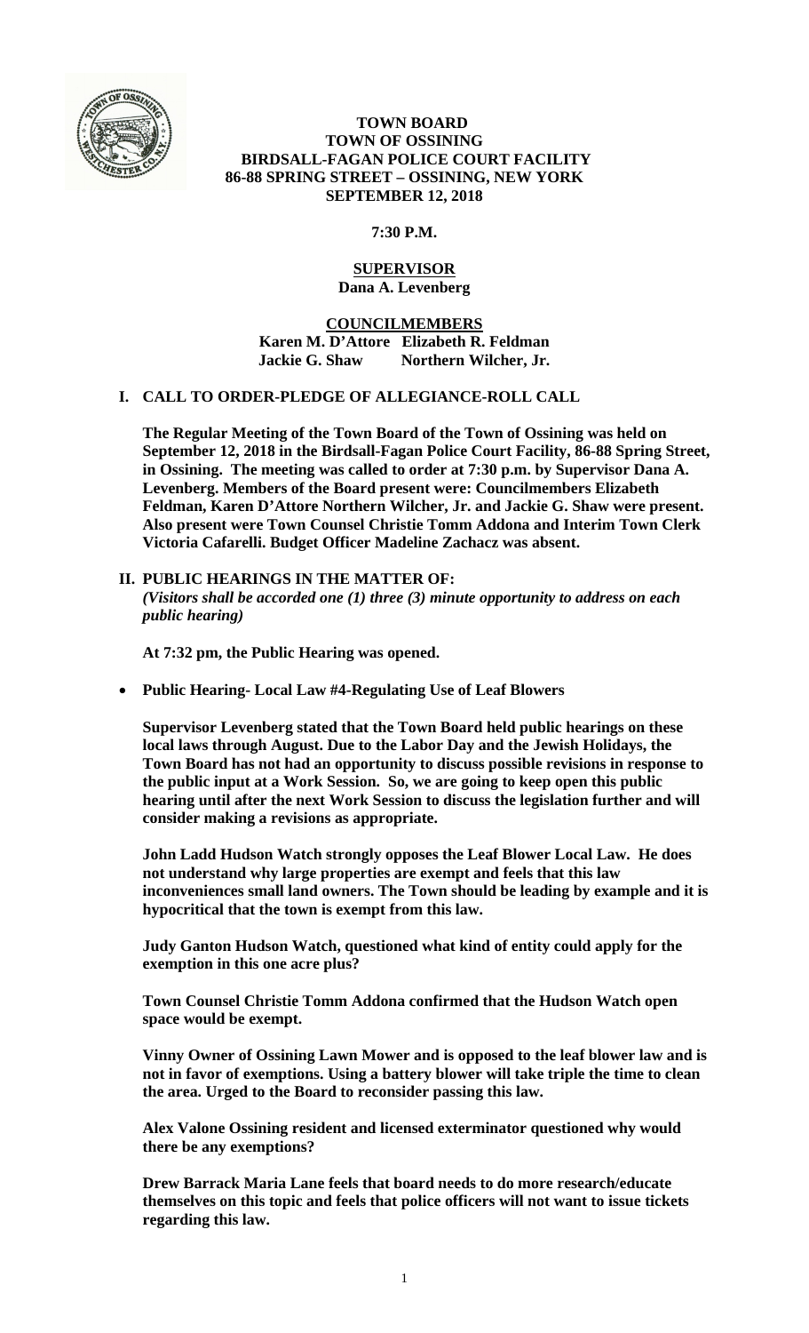# TOWN BOARD
# TOWN OF OSSINING
# BIRDSALL-FAGAN POLICE COURT FACILITY
# 86-88 SPRING STREET – OSSINING, NEW YORK
# SEPTEMBER 12, 2018

**7:30 P.M.**

**SUPERVISOR**
**Dana A. Levenberg**

**COUNCILMEMBERS**
**Karen M. D'Attore Elizabeth R. Feldman**
**Jackie G. Shaw Northern Wilcher, Jr.**

## I. CALL TO ORDER-PLEDGE OF ALLEGIANCE-ROLL CALL

**The Regular Meeting of the Town Board of the Town of Ossining was held on September 12, 2018 in the Birdsall-Fagan Police Court Facility, 86-88 Spring Street, in Ossining. The meeting was called to order at 7:30 p.m. by Supervisor Dana A. Levenberg. Members of the Board present were: Councilmembers Elizabeth Feldman, Karen D'Attore Northern Wilcher, Jr. and Jackie G. Shaw were present. Also present were Town Counsel Christie Tomm Addona and Interim Town Clerk Victoria Cafarelli. Budget Officer Madeline Zachacz was absent.**

## II. PUBLIC HEARINGS IN THE MATTER OF:

***(Visitors shall be accorded one (1) three (3) minute opportunity to address on each public hearing)***

**At 7:32 pm, the Public Hearing was opened.**

- **Public Hearing- Local Law #4-Regulating Use of Leaf Blowers**

**Supervisor Levenberg stated that the Town Board held public hearings on these local laws through August. Due to the Labor Day and the Jewish Holidays, the Town Board has not had an opportunity to discuss possible revisions in response to the public input at a Work Session. So, we are going to keep open this public hearing until after the next Work Session to discuss the legislation further and will consider making a revisions as appropriate.**

**John Ladd Hudson Watch strongly opposes the Leaf Blower Local Law. He does not understand why large properties are exempt and feels that this law inconveniences small land owners. The Town should be leading by example and it is hypocritical that the town is exempt from this law.**

**Judy Ganton Hudson Watch, questioned what kind of entity could apply for the exemption in this one acre plus?**

**Town Counsel Christie Tomm Addona confirmed that the Hudson Watch open space would be exempt.**

**Vinny Owner of Ossining Lawn Mower and is opposed to the leaf blower law and is not in favor of exemptions. Using a battery blower will take triple the time to clean the area. Urged to the Board to reconsider passing this law.**

**Alex Valone Ossining resident and licensed exterminator questioned why would there be any exemptions?**

**Drew Barrack Maria Lane feels that board needs to do more research/educate themselves on this topic and feels that police officers will not want to issue tickets regarding this law.**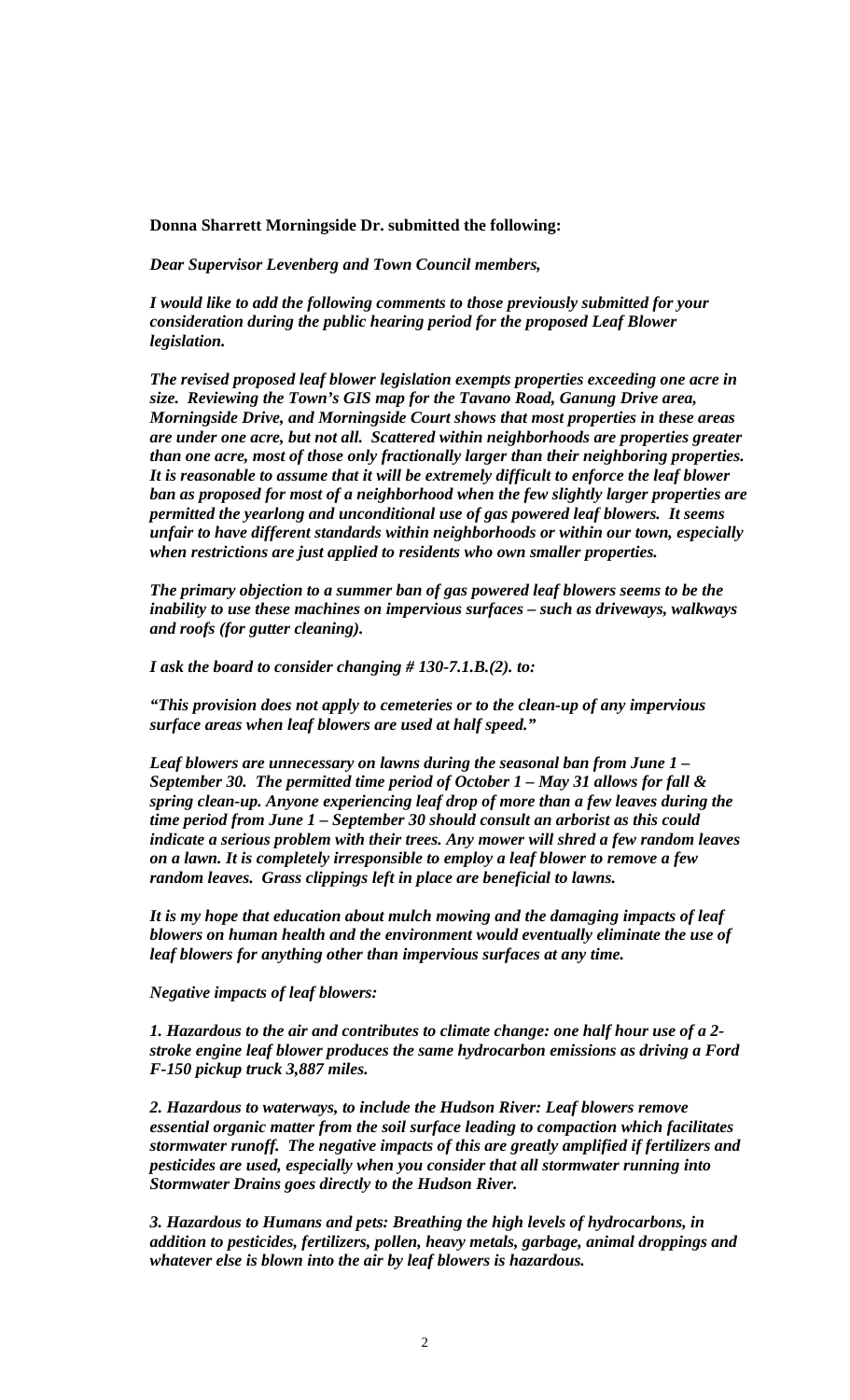**Donna Sharrett Morningside Dr. submitted the following:**

***Dear Supervisor Levenberg and Town Council members,***

***I would like to add the following comments to those previously submitted for your consideration during the public hearing period for the proposed Leaf Blower legislation.***

***The revised proposed leaf blower legislation exempts properties exceeding one acre in size. Reviewing the Town's GIS map for the Tavano Road, Ganung Drive area, Morningside Drive, and Morningside Court shows that most properties in these areas are under one acre, but not all. Scattered within neighborhoods are properties greater than one acre, most of those only fractionally larger than their neighboring properties. It is reasonable to assume that it will be extremely difficult to enforce the leaf blower ban as proposed for most of a neighborhood when the few slightly larger properties are permitted the yearlong and unconditional use of gas powered leaf blowers. It seems unfair to have different standards within neighborhoods or within our town, especially when restrictions are just applied to residents who own smaller properties.***

***The primary objection to a summer ban of gas powered leaf blowers seems to be the inability to use these machines on impervious surfaces – such as driveways, walkways and roofs (for gutter cleaning).***

***I ask the board to consider changing # 130-7.1.B.(2). to:***

***"This provision does not apply to cemeteries or to the clean-up of any impervious surface areas when leaf blowers are used at half speed."***

***Leaf blowers are unnecessary on lawns during the seasonal ban from June 1 – September 30. The permitted time period of October 1 – May 31 allows for fall & spring clean-up. Anyone experiencing leaf drop of more than a few leaves during the time period from June 1 – September 30 should consult an arborist as this could indicate a serious problem with their trees. Any mower will shred a few random leaves on a lawn. It is completely irresponsible to employ a leaf blower to remove a few random leaves. Grass clippings left in place are beneficial to lawns.***

***It is my hope that education about mulch mowing and the damaging impacts of leaf blowers on human health and the environment would eventually eliminate the use of leaf blowers for anything other than impervious surfaces at any time.***

***Negative impacts of leaf blowers:***

***1. Hazardous to the air and contributes to climate change: one half hour use of a 2-stroke engine leaf blower produces the same hydrocarbon emissions as driving a Ford F-150 pickup truck 3,887 miles.***

***2. Hazardous to waterways, to include the Hudson River: Leaf blowers remove essential organic matter from the soil surface leading to compaction which facilitates stormwater runoff. The negative impacts of this are greatly amplified if fertilizers and pesticides are used, especially when you consider that all stormwater running into Stormwater Drains goes directly to the Hudson River.***

***3. Hazardous to Humans and pets: Breathing the high levels of hydrocarbons, in addition to pesticides, fertilizers, pollen, heavy metals, garbage, animal droppings and whatever else is blown into the air by leaf blowers is hazardous.***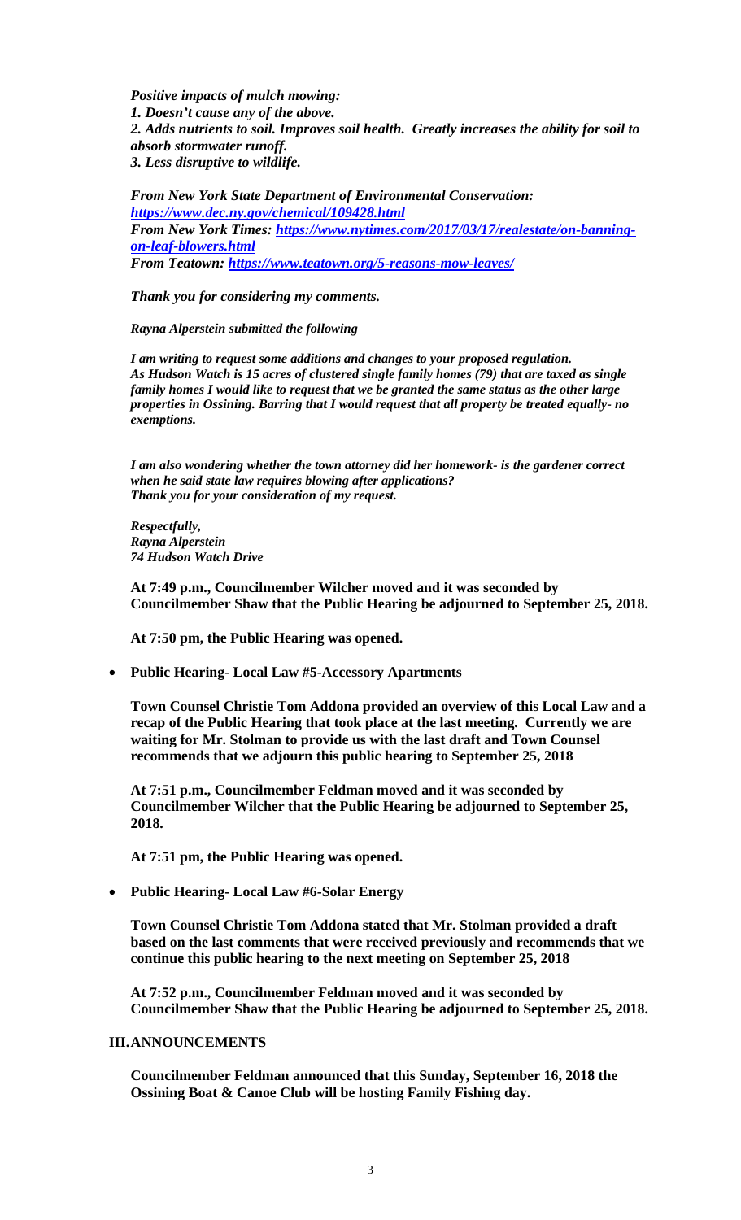***Positive impacts of mulch mowing:***
***1. Doesn't cause any of the above.***
***2. Adds nutrients to soil. Improves soil health. Greatly increases the ability for soil to absorb stormwater runoff.***
***3. Less disruptive to wildlife.***

***From New York State Department of Environmental Conservation: https://www.dec.ny.gov/chemical/109428.html***
***From New York Times: https://www.nytimes.com/2017/03/17/realestate/on-banning-on-leaf-blowers.html***
***From Teatown: https://www.teatown.org/5-reasons-mow-leaves/***

***Thank you for considering my comments.***

***Rayna Alperstein submitted the following***

***I am writing to request some additions and changes to your proposed regulation. As Hudson Watch is 15 acres of clustered single family homes (79) that are taxed as single family homes I would like to request that we be granted the same status as the other large properties in Ossining. Barring that I would request that all property be treated equally- no exemptions.***

***I am also wondering whether the town attorney did her homework- is the gardener correct when he said state law requires blowing after applications?***
***Thank you for your consideration of my request.***

***Respectfully,***
***Rayna Alperstein***
***74 Hudson Watch Drive***

**At 7:49 p.m., Councilmember Wilcher moved and it was seconded by Councilmember Shaw that the Public Hearing be adjourned to September 25, 2018.**

**At 7:50 pm, the Public Hearing was opened.**

- **Public Hearing- Local Law #5-Accessory Apartments**

**Town Counsel Christie Tom Addona provided an overview of this Local Law and a recap of the Public Hearing that took place at the last meeting. Currently we are waiting for Mr. Stolman to provide us with the last draft and Town Counsel recommends that we adjourn this public hearing to September 25, 2018**

**At 7:51 p.m., Councilmember Feldman moved and it was seconded by Councilmember Wilcher that the Public Hearing be adjourned to September 25, 2018.**

**At 7:51 pm, the Public Hearing was opened.**

- **Public Hearing- Local Law #6-Solar Energy**

**Town Counsel Christie Tom Addona stated that Mr. Stolman provided a draft based on the last comments that were received previously and recommends that we continue this public hearing to the next meeting on September 25, 2018**

**At 7:52 p.m., Councilmember Feldman moved and it was seconded by Councilmember Shaw that the Public Hearing be adjourned to September 25, 2018.**

## III. ANNOUNCEMENTS

**Councilmember Feldman announced that this Sunday, September 16, 2018 the Ossining Boat & Canoe Club will be hosting Family Fishing day.**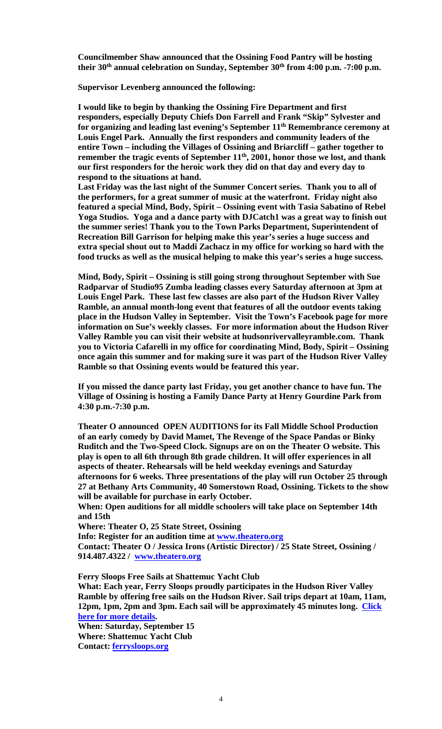**Councilmember Shaw announced that the Ossining Food Pantry will be hosting their 30th annual celebration on Sunday, September 30th from 4:00 p.m. -7:00 p.m.**

**Supervisor Levenberg announced the following:**

**I would like to begin by thanking the Ossining Fire Department and first responders, especially Deputy Chiefs Don Farrell and Frank "Skip" Sylvester and for organizing and leading last evening's September 11th Remembrance ceremony at Louis Engel Park. Annually the first responders and community leaders of the entire Town – including the Villages of Ossining and Briarcliff – gather together to remember the tragic events of September 11th, 2001, honor those we lost, and thank our first responders for the heroic work they did on that day and every day to respond to the situations at hand.**

**Last Friday was the last night of the Summer Concert series. Thank you to all of the performers, for a great summer of music at the waterfront. Friday night also featured a special Mind, Body, Spirit – Ossining event with Tasia Sabatino of Rebel Yoga Studios. Yoga and a dance party with DJCatch1 was a great way to finish out the summer series! Thank you to the Town Parks Department, Superintendent of Recreation Bill Garrison for helping make this year's series a huge success and extra special shout out to Maddi Zachacz in my office for working so hard with the food trucks as well as the musical helping to make this year's series a huge success.**

**Mind, Body, Spirit – Ossining is still going strong throughout September with Sue Radparvar of Studio95 Zumba leading classes every Saturday afternoon at 3pm at Louis Engel Park. These last few classes are also part of the Hudson River Valley Ramble, an annual month-long event that features of all the outdoor events taking place in the Hudson Valley in September. Visit the Town's Facebook page for more information on Sue's weekly classes. For more information about the Hudson River Valley Ramble you can visit their website at hudsonrivervalleyramble.com. Thank you to Victoria Cafarelli in my office for coordinating Mind, Body, Spirit – Ossining once again this summer and for making sure it was part of the Hudson River Valley Ramble so that Ossining events would be featured this year.**

**If you missed the dance party last Friday, you get another chance to have fun. The Village of Ossining is hosting a Family Dance Party at Henry Gourdine Park from 4:30 p.m.-7:30 p.m.**

**Theater O announced OPEN AUDITIONS for its Fall Middle School Production of an early comedy by David Mamet, The Revenge of the Space Pandas or Binky Ruditch and the Two-Speed Clock. Signups are on on the Theater O website. This play is open to all 6th through 8th grade children. It will offer experiences in all aspects of theater. Rehearsals will be held weekday evenings and Saturday afternoons for 6 weeks. Three presentations of the play will run October 25 through 27 at Bethany Arts Community, 40 Somerstown Road, Ossining. Tickets to the show will be available for purchase in early October.**

**When: Open auditions for all middle schoolers will take place on September 14th and 15th**

**Where: Theater O, 25 State Street, Ossining**

**Info: Register for an audition time at [www.theatero.org](www.theatero.org)**

**Contact: Theater O / Jessica Irons (Artistic Director) / 25 State Street, Ossining / 914.487.4322 / [www.theatero.org](www.theatero.org)**

**Ferry Sloops Free Sails at Shattemuc Yacht Club**

**What: Each year, Ferry Sloops proudly participates in the Hudson River Valley Ramble by offering free sails on the Hudson River. Sail trips depart at 10am, 11am, 12pm, 1pm, 2pm and 3pm. Each sail will be approximately 45 minutes long. Click here for more details.**

**When: Saturday, September 15**

**Where: Shattemuc Yacht Club**

**Contact: [ferrysloops.org](ferrysloops.org)**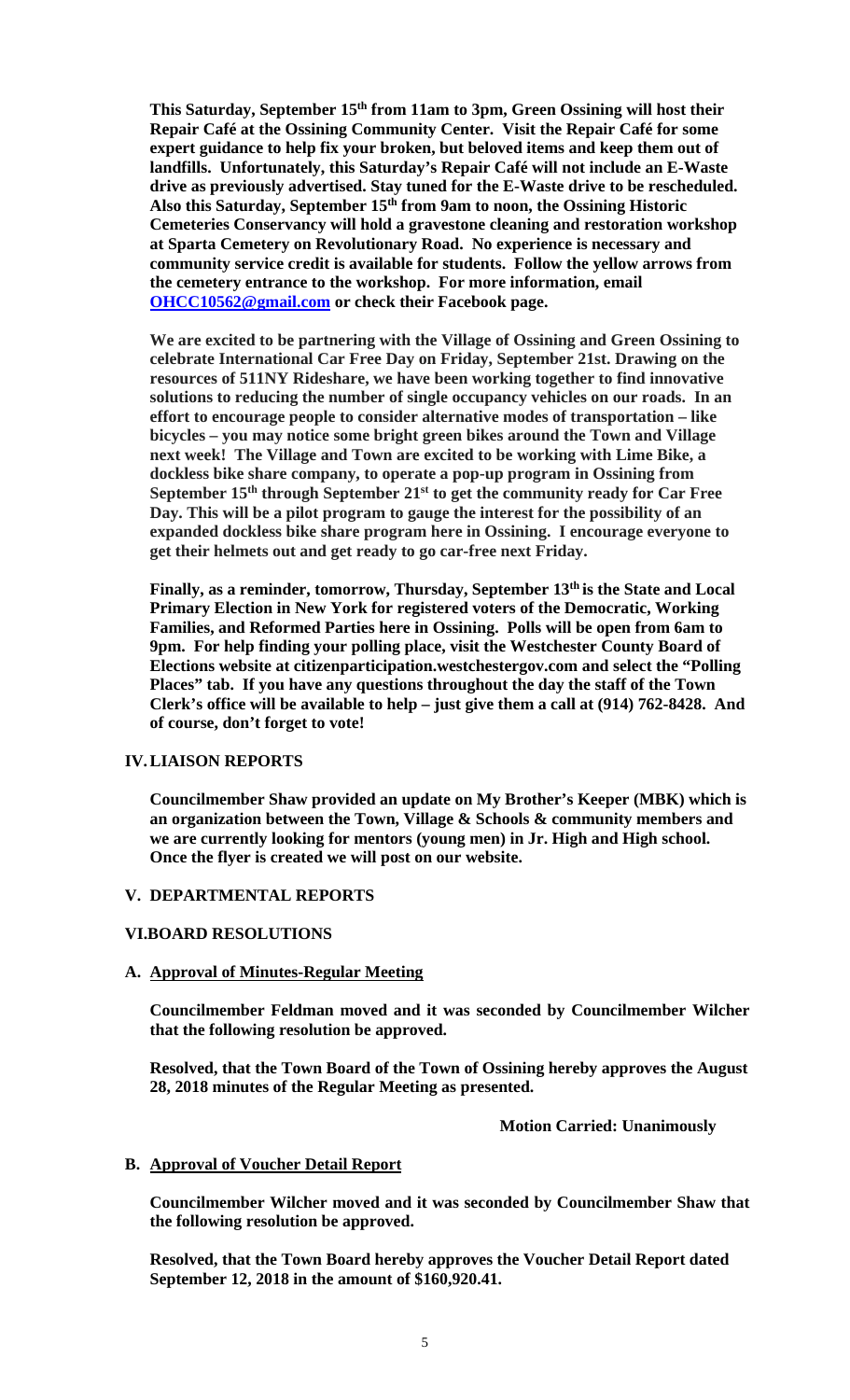**This Saturday, September 15th from 11am to 3pm, Green Ossining will host their Repair Café at the Ossining Community Center. Visit the Repair Café for some expert guidance to help fix your broken, but beloved items and keep them out of landfills. Unfortunately, this Saturday's Repair Café will not include an E-Waste drive as previously advertised. Stay tuned for the E-Waste drive to be rescheduled. Also this Saturday, September 15th from 9am to noon, the Ossining Historic Cemeteries Conservancy will hold a gravestone cleaning and restoration workshop at Sparta Cemetery on Revolutionary Road. No experience is necessary and community service credit is available for students. Follow the yellow arrows from the cemetery entrance to the workshop. For more information, email OHCC10562@gmail.com or check their Facebook page.**

**We are excited to be partnering with the Village of Ossining and Green Ossining to celebrate International Car Free Day on Friday, September 21st. Drawing on the resources of 511NY Rideshare, we have been working together to find innovative solutions to reducing the number of single occupancy vehicles on our roads. In an effort to encourage people to consider alternative modes of transportation – like bicycles – you may notice some bright green bikes around the Town and Village next week! The Village and Town are excited to be working with Lime Bike, a dockless bike share company, to operate a pop-up program in Ossining from September 15th through September 21st to get the community ready for Car Free Day. This will be a pilot program to gauge the interest for the possibility of an expanded dockless bike share program here in Ossining. I encourage everyone to get their helmets out and get ready to go car-free next Friday.**

**Finally, as a reminder, tomorrow, Thursday, September 13th is the State and Local Primary Election in New York for registered voters of the Democratic, Working Families, and Reformed Parties here in Ossining. Polls will be open from 6am to 9pm. For help finding your polling place, visit the Westchester County Board of Elections website at citizenparticipation.westchestergov.com and select the "Polling Places" tab. If you have any questions throughout the day the staff of the Town Clerk's office will be available to help – just give them a call at (914) 762-8428. And of course, don't forget to vote!**

## IV. LIAISON REPORTS

**Councilmember Shaw provided an update on My Brother's Keeper (MBK) which is an organization between the Town, Village & Schools & community members and we are currently looking for mentors (young men) in Jr. High and High school. Once the flyer is created we will post on our website.**

## V. DEPARTMENTAL REPORTS

## VI. BOARD RESOLUTIONS

### A. Approval of Minutes-Regular Meeting

**Councilmember Feldman moved and it was seconded by Councilmember Wilcher that the following resolution be approved.**

**Resolved, that the Town Board of the Town of Ossining hereby approves the August 28, 2018 minutes of the Regular Meeting as presented.**

**Motion Carried: Unanimously**

### B. Approval of Voucher Detail Report

**Councilmember Wilcher moved and it was seconded by Councilmember Shaw that the following resolution be approved.**

**Resolved, that the Town Board hereby approves the Voucher Detail Report dated September 12, 2018 in the amount of $160,920.41.**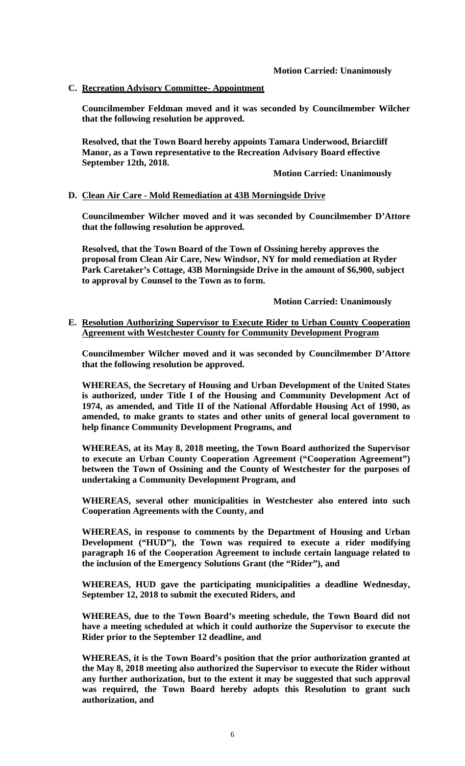**Motion Carried: Unanimously**

**C. Recreation Advisory Committee- Appointment**

**Councilmember Feldman moved and it was seconded by Councilmember Wilcher that the following resolution be approved.**

**Resolved, that the Town Board hereby appoints Tamara Underwood, Briarcliff Manor, as a Town representative to the Recreation Advisory Board effective September 12th, 2018.**

**Motion Carried: Unanimously**

**D. Clean Air Care - Mold Remediation at 43B Morningside Drive**

**Councilmember Wilcher moved and it was seconded by Councilmember D'Attore that the following resolution be approved.**

**Resolved, that the Town Board of the Town of Ossining hereby approves the proposal from Clean Air Care, New Windsor, NY for mold remediation at Ryder Park Caretaker's Cottage, 43B Morningside Drive in the amount of $6,900, subject to approval by Counsel to the Town as to form.**

**Motion Carried: Unanimously**

**E. Resolution Authorizing Supervisor to Execute Rider to Urban County Cooperation Agreement with Westchester County for Community Development Program**

**Councilmember Wilcher moved and it was seconded by Councilmember D'Attore that the following resolution be approved.**

**WHEREAS, the Secretary of Housing and Urban Development of the United States is authorized, under Title I of the Housing and Community Development Act of 1974, as amended, and Title II of the National Affordable Housing Act of 1990, as amended, to make grants to states and other units of general local government to help finance Community Development Programs, and**

**WHEREAS, at its May 8, 2018 meeting, the Town Board authorized the Supervisor to execute an Urban County Cooperation Agreement ("Cooperation Agreement") between the Town of Ossining and the County of Westchester for the purposes of undertaking a Community Development Program, and**

**WHEREAS, several other municipalities in Westchester also entered into such Cooperation Agreements with the County, and**

**WHEREAS, in response to comments by the Department of Housing and Urban Development ("HUD"), the Town was required to execute a rider modifying paragraph 16 of the Cooperation Agreement to include certain language related to the inclusion of the Emergency Solutions Grant (the "Rider"), and**

**WHEREAS, HUD gave the participating municipalities a deadline Wednesday, September 12, 2018 to submit the executed Riders, and**

**WHEREAS, due to the Town Board's meeting schedule, the Town Board did not have a meeting scheduled at which it could authorize the Supervisor to execute the Rider prior to the September 12 deadline, and**

**WHEREAS, it is the Town Board's position that the prior authorization granted at the May 8, 2018 meeting also authorized the Supervisor to execute the Rider without any further authorization, but to the extent it may be suggested that such approval was required, the Town Board hereby adopts this Resolution to grant such authorization, and**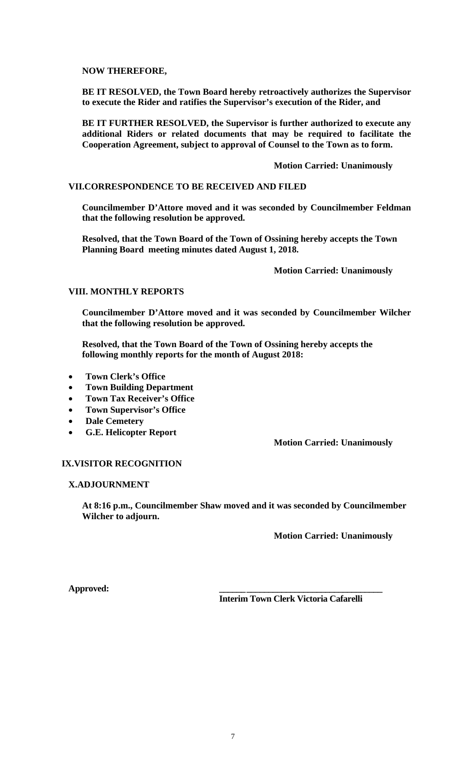**NOW THEREFORE,**

**BE IT RESOLVED, the Town Board hereby retroactively authorizes the Supervisor to execute the Rider and ratifies the Supervisor's execution of the Rider, and**

**BE IT FURTHER RESOLVED, the Supervisor is further authorized to execute any additional Riders or related documents that may be required to facilitate the Cooperation Agreement, subject to approval of Counsel to the Town as to form.**

**Motion Carried: Unanimously**

## VII.CORRESPONDENCE TO BE RECEIVED AND FILED

**Councilmember D'Attore moved and it was seconded by Councilmember Feldman that the following resolution be approved.**

**Resolved, that the Town Board of the Town of Ossining hereby accepts the Town Planning Board meeting minutes dated August 1, 2018.**

**Motion Carried: Unanimously**

## VIII. MONTHLY REPORTS

**Councilmember D'Attore moved and it was seconded by Councilmember Wilcher that the following resolution be approved.**

**Resolved, that the Town Board of the Town of Ossining hereby accepts the following monthly reports for the month of August 2018:**

- **Town Clerk's Office**
- **Town Building Department**
- **Town Tax Receiver's Office**
- **Town Supervisor's Office**
- **Dale Cemetery**
- **G.E. Helicopter Report**

**Motion Carried: Unanimously**

## IX.VISITOR RECOGNITION

## X.ADJOURNMENT

**At 8:16 p.m., Councilmember Shaw moved and it was seconded by Councilmember Wilcher to adjourn.**

**Motion Carried: Unanimously**

**Approved:** \_\_\_\_\_\_\_\_\_\_\_\_\_\_\_\_\_\_\_\_\_\_\_\_\_\_\_\_\_\_\_\_\_\_\_\_

**Interim Town Clerk Victoria Cafarelli**